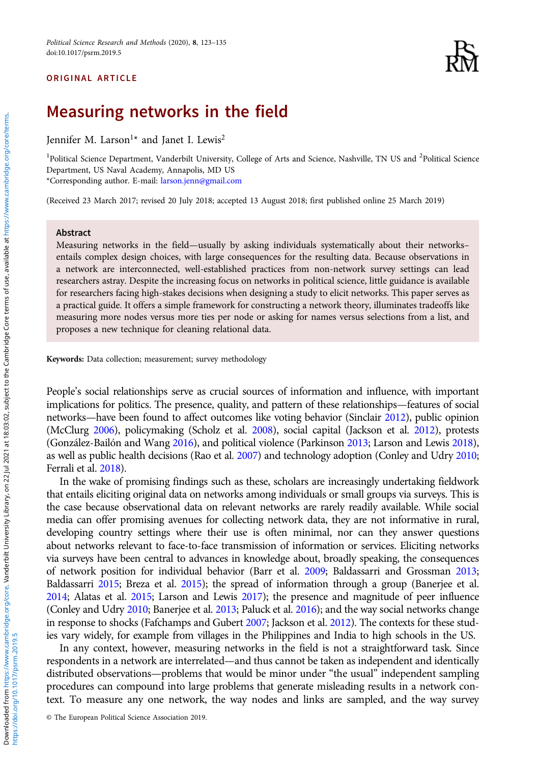ORIGINAL ARTICLE

# Measuring networks in the field

Jennifer M. Larson[1]* and Janet I. Lewis[2]

[1]Political Science Department, Vanderbilt University, College of Arts and Science, Nashville, TN US and [2]Political Science Department, US Naval Academy, Annapolis, MD US
*Corresponding author. E-mail: larson.jenn@gmail.com

(Received 23 March 2017; revised 20 July 2018; accepted 13 August 2018; first published online 25 March 2019)

## Abstract

Measuring networks in the field—usually by asking individuals systematically about their networks–entails complex design choices, with large consequences for the resulting data. Because observations in a network are interconnected, well-established practices from non-network survey settings can lead researchers astray. Despite the increasing focus on networks in political science, little guidance is available for researchers facing high-stakes decisions when designing a study to elicit networks. This paper serves as a practical guide. It offers a simple framework for constructing a network theory, illuminates tradeoffs like measuring more nodes versus more ties per node or asking for names versus selections from a list, and proposes a new technique for cleaning relational data.

**Keywords:** Data collection; measurement; survey methodology

People's social relationships serve as crucial sources of information and influence, with important implications for politics. The presence, quality, and pattern of these relationships—features of social networks—have been found to affect outcomes like voting behavior (Sinclair 2012), public opinion (McClurg 2006), policymaking (Scholz et al. 2008), social capital (Jackson et al. 2012), protests (González-Bailón and Wang 2016), and political violence (Parkinson 2013; Larson and Lewis 2018), as well as public health decisions (Rao et al. 2007) and technology adoption (Conley and Udry 2010; Ferrali et al. 2018).

In the wake of promising findings such as these, scholars are increasingly undertaking fieldwork that entails eliciting original data on networks among individuals or small groups via surveys. This is the case because observational data on relevant networks are rarely readily available. While social media can offer promising avenues for collecting network data, they are not informative in rural, developing country settings where their use is often minimal, nor can they answer questions about networks relevant to face-to-face transmission of information or services. Eliciting networks via surveys have been central to advances in knowledge about, broadly speaking, the consequences of network position for individual behavior (Barr et al. 2009; Baldassarri and Grossman 2013; Baldassarri 2015; Breza et al. 2015); the spread of information through a group (Banerjee et al. 2014; Alatas et al. 2015; Larson and Lewis 2017); the presence and magnitude of peer influence (Conley and Udry 2010; Banerjee et al. 2013; Paluck et al. 2016); and the way social networks change in response to shocks (Fafchamps and Gubert 2007; Jackson et al. 2012). The contexts for these studies vary widely, for example from villages in the Philippines and India to high schools in the US.

In any context, however, measuring networks in the field is not a straightforward task. Since respondents in a network are interrelated—and thus cannot be taken as independent and identically distributed observations—problems that would be minor under "the usual" independent sampling procedures can compound into large problems that generate misleading results in a network context. To measure any one network, the way nodes and links are sampled, and the way survey

© The European Political Science Association 2019.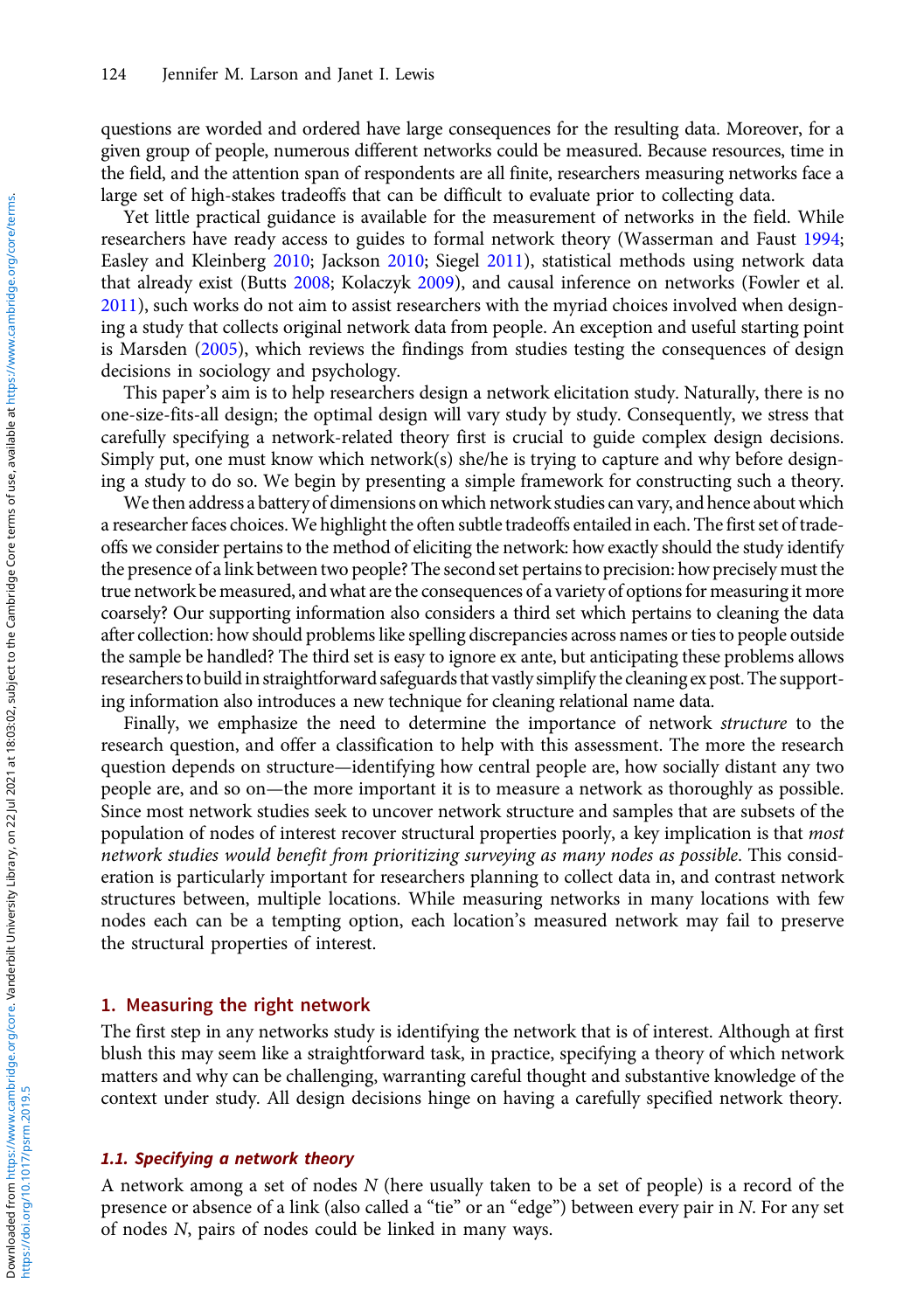questions are worded and ordered have large consequences for the resulting data. Moreover, for a given group of people, numerous different networks could be measured. Because resources, time in the field, and the attention span of respondents are all finite, researchers measuring networks face a large set of high-stakes tradeoffs that can be difficult to evaluate prior to collecting data.

Yet little practical guidance is available for the measurement of networks in the field. While researchers have ready access to guides to formal network theory (Wasserman and Faust 1994; Easley and Kleinberg 2010; Jackson 2010; Siegel 2011), statistical methods using network data that already exist (Butts 2008; Kolaczyk 2009), and causal inference on networks (Fowler et al. 2011), such works do not aim to assist researchers with the myriad choices involved when designing a study that collects original network data from people. An exception and useful starting point is Marsden (2005), which reviews the findings from studies testing the consequences of design decisions in sociology and psychology.

This paper's aim is to help researchers design a network elicitation study. Naturally, there is no one-size-fits-all design; the optimal design will vary study by study. Consequently, we stress that carefully specifying a network-related theory first is crucial to guide complex design decisions. Simply put, one must know which network(s) she/he is trying to capture and why before designing a study to do so. We begin by presenting a simple framework for constructing such a theory.

We then address a battery of dimensions on which network studies can vary, and hence about which a researcher faces choices. We highlight the often subtle tradeoffs entailed in each. The first set of tradeoffs we consider pertains to the method of eliciting the network: how exactly should the study identify the presence of a link between two people? The second set pertains to precision: how precisely must the true network be measured, and what are the consequences of a variety of options for measuring it more coarsely? Our supporting information also considers a third set which pertains to cleaning the data after collection: how should problems like spelling discrepancies across names or ties to people outside the sample be handled? The third set is easy to ignore ex ante, but anticipating these problems allows researchers to build in straightforward safeguards that vastly simplify the cleaning ex post. The supporting information also introduces a new technique for cleaning relational name data.

Finally, we emphasize the need to determine the importance of network *structure* to the research question, and offer a classification to help with this assessment. The more the research question depends on structure—identifying how central people are, how socially distant any two people are, and so on—the more important it is to measure a network as thoroughly as possible. Since most network studies seek to uncover network structure and samples that are subsets of the population of nodes of interest recover structural properties poorly, a key implication is that *most network studies would benefit from prioritizing surveying as many nodes as possible*. This consideration is particularly important for researchers planning to collect data in, and contrast network structures between, multiple locations. While measuring networks in many locations with few nodes each can be a tempting option, each location's measured network may fail to preserve the structural properties of interest.

## 1. Measuring the right network

The first step in any networks study is identifying the network that is of interest. Although at first blush this may seem like a straightforward task, in practice, specifying a theory of which network matters and why can be challenging, warranting careful thought and substantive knowledge of the context under study. All design decisions hinge on having a carefully specified network theory.

### *1.1. Specifying a network theory*

A network among a set of nodes $N$ (here usually taken to be a set of people) is a record of the presence or absence of a link (also called a "tie" or an "edge") between every pair in $N$. For any set of nodes $N$, pairs of nodes could be linked in many ways.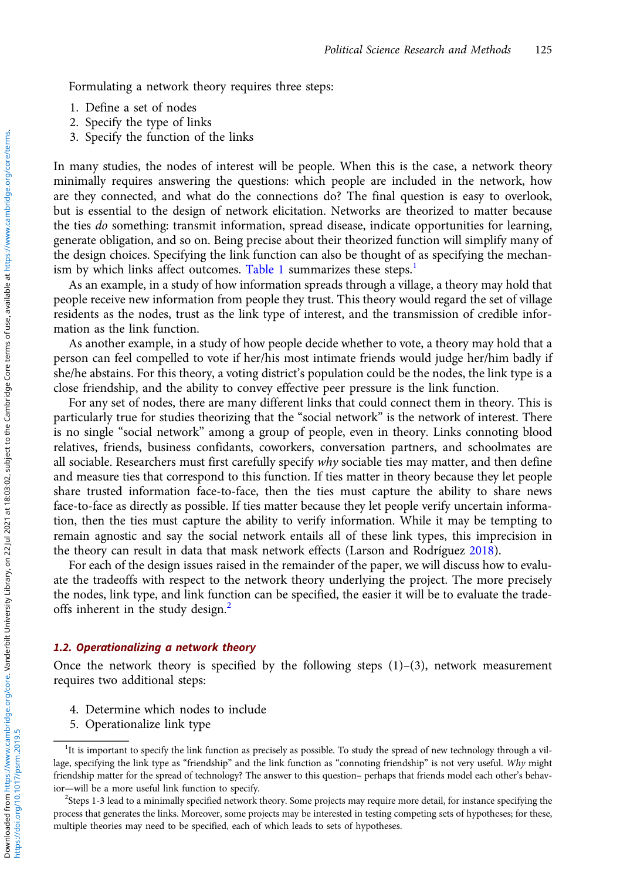Formulating a network theory requires three steps:

1. Define a set of nodes
2. Specify the type of links
3. Specify the function of the links

In many studies, the nodes of interest will be people. When this is the case, a network theory minimally requires answering the questions: which people are included in the network, how are they connected, and what do the connections do? The final question is easy to overlook, but is essential to the design of network elicitation. Networks are theorized to matter because the ties *do* something: transmit information, spread disease, indicate opportunities for learning, generate obligation, and so on. Being precise about their theorized function will simplify many of the design choices. Specifying the link function can also be thought of as specifying the mechanism by which links affect outcomes. Table 1 summarizes these steps.[1]

As an example, in a study of how information spreads through a village, a theory may hold that people receive new information from people they trust. This theory would regard the set of village residents as the nodes, trust as the link type of interest, and the transmission of credible information as the link function.

As another example, in a study of how people decide whether to vote, a theory may hold that a person can feel compelled to vote if her/his most intimate friends would judge her/him badly if she/he abstains. For this theory, a voting district's population could be the nodes, the link type is a close friendship, and the ability to convey effective peer pressure is the link function.

For any set of nodes, there are many different links that could connect them in theory. This is particularly true for studies theorizing that the "social network" is the network of interest. There is no single "social network" among a group of people, even in theory. Links connoting blood relatives, friends, business confidants, coworkers, conversation partners, and schoolmates are all sociable. Researchers must first carefully specify *why* sociable ties may matter, and then define and measure ties that correspond to this function. If ties matter in theory because they let people share trusted information face-to-face, then the ties must capture the ability to share news face-to-face as directly as possible. If ties matter because they let people verify uncertain information, then the ties must capture the ability to verify information. While it may be tempting to remain agnostic and say the social network entails all of these link types, this imprecision in the theory can result in data that mask network effects (Larson and Rodríguez 2018).

For each of the design issues raised in the remainder of the paper, we will discuss how to evaluate the tradeoffs with respect to the network theory underlying the project. The more precisely the nodes, link type, and link function can be specified, the easier it will be to evaluate the tradeoffs inherent in the study design.[2]

### 1.2. Operationalizing a network theory

Once the network theory is specified by the following steps (1)–(3), network measurement requires two additional steps:

4. Determine which nodes to include
5. Operationalize link type

[1]It is important to specify the link function as precisely as possible. To study the spread of new technology through a village, specifying the link type as "friendship" and the link function as "connoting friendship" is not very useful. *Why* might friendship matter for the spread of technology? The answer to this question– perhaps that friends model each other's behavior—will be a more useful link function to specify.

[2]Steps 1-3 lead to a minimally specified network theory. Some projects may require more detail, for instance specifying the process that generates the links. Moreover, some projects may be interested in testing competing sets of hypotheses; for these, multiple theories may need to be specified, each of which leads to sets of hypotheses.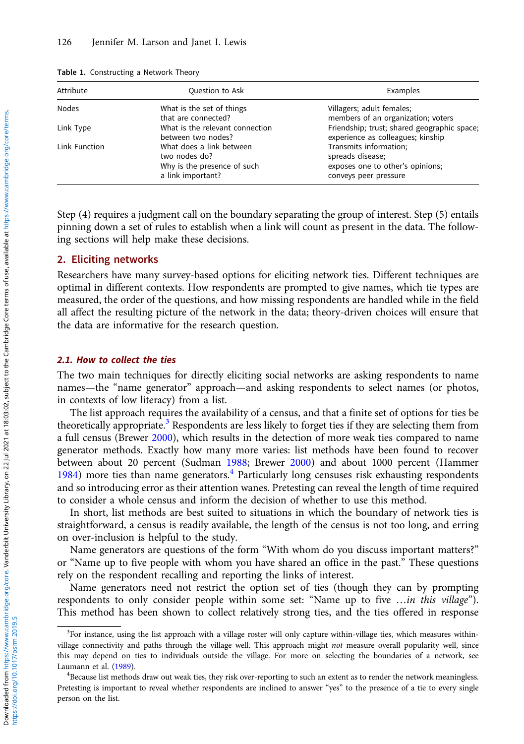Table 1. Constructing a Network Theory

| Attribute | Question to Ask | Examples |
|---|---|---|
| Nodes | What is the set of things that are connected? | Villagers; adult females; members of an organization; voters |
| Link Type | What is the relevant connection between two nodes? | Friendship; trust; shared geographic space; experience as colleagues; kinship |
| Link Function | What does a link between two nodes do? Why is the presence of such a link important? | Transmits information; spreads disease; exposes one to other's opinions; conveys peer pressure |

Step (4) requires a judgment call on the boundary separating the group of interest. Step (5) entails pinning down a set of rules to establish when a link will count as present in the data. The following sections will help make these decisions.

## 2. Eliciting networks

Researchers have many survey-based options for eliciting network ties. Different techniques are optimal in different contexts. How respondents are prompted to give names, which tie types are measured, the order of the questions, and how missing respondents are handled while in the field all affect the resulting picture of the network in the data; theory-driven choices will ensure that the data are informative for the research question.

### *2.1. How to collect the ties*

The two main techniques for directly eliciting social networks are asking respondents to name names—the "name generator" approach—and asking respondents to select names (or photos, in contexts of low literacy) from a list.

The list approach requires the availability of a census, and that a finite set of options for ties be theoretically appropriate.[3] Respondents are less likely to forget ties if they are selecting them from a full census (Brewer 2000), which results in the detection of more weak ties compared to name generator methods. Exactly how many more varies: list methods have been found to recover between about 20 percent (Sudman 1988; Brewer 2000) and about 1000 percent (Hammer 1984) more ties than name generators.[4] Particularly long censuses risk exhausting respondents and so introducing error as their attention wanes. Pretesting can reveal the length of time required to consider a whole census and inform the decision of whether to use this method.

In short, list methods are best suited to situations in which the boundary of network ties is straightforward, a census is readily available, the length of the census is not too long, and erring on over-inclusion is helpful to the study.

Name generators are questions of the form "With whom do you discuss important matters?" or "Name up to five people with whom you have shared an office in the past." These questions rely on the respondent recalling and reporting the links of interest.

Name generators need not restrict the option set of ties (though they can by prompting respondents to only consider people within some set: "Name up to five …*in this village*"). This method has been shown to collect relatively strong ties, and the ties offered in response

[3] For instance, using the list approach with a village roster will only capture within-village ties, which measures within-village connectivity and paths through the village well. This approach might *not* measure overall popularity well, since this may depend on ties to individuals outside the village. For more on selecting the boundaries of a network, see Laumann et al. (1989).

[4] Because list methods draw out weak ties, they risk over-reporting to such an extent as to render the network meaningless. Pretesting is important to reveal whether respondents are inclined to answer "yes" to the presence of a tie to every single person on the list.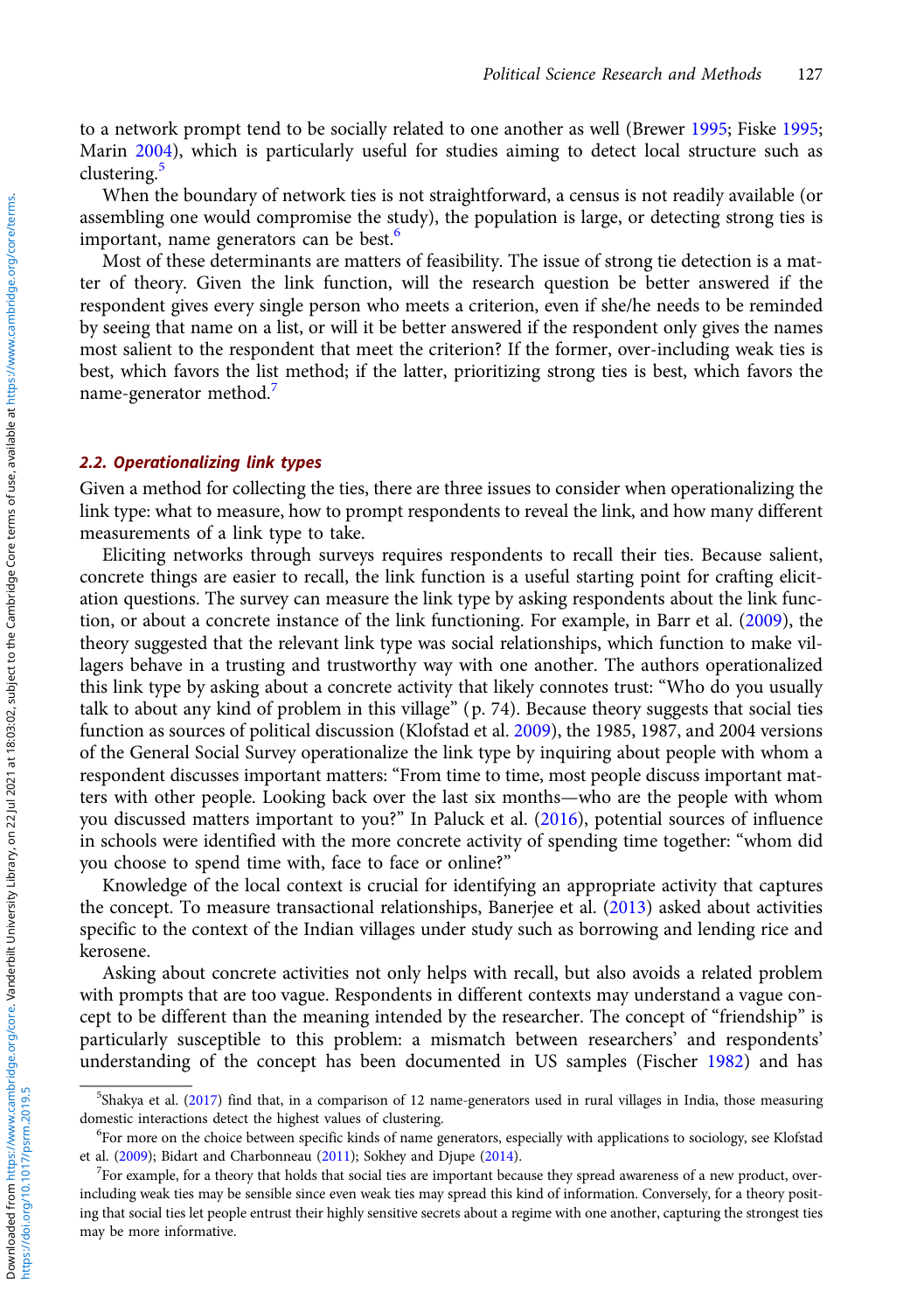to a network prompt tend to be socially related to one another as well (Brewer 1995; Fiske 1995; Marin 2004), which is particularly useful for studies aiming to detect local structure such as clustering.[5]

When the boundary of network ties is not straightforward, a census is not readily available (or assembling one would compromise the study), the population is large, or detecting strong ties is important, name generators can be best.[6]

Most of these determinants are matters of feasibility. The issue of strong tie detection is a matter of theory. Given the link function, will the research question be better answered if the respondent gives every single person who meets a criterion, even if she/he needs to be reminded by seeing that name on a list, or will it be better answered if the respondent only gives the names most salient to the respondent that meet the criterion? If the former, over-including weak ties is best, which favors the list method; if the latter, prioritizing strong ties is best, which favors the name-generator method.[7]

### *2.2. Operationalizing link types*

Given a method for collecting the ties, there are three issues to consider when operationalizing the link type: what to measure, how to prompt respondents to reveal the link, and how many different measurements of a link type to take.

Eliciting networks through surveys requires respondents to recall their ties. Because salient, concrete things are easier to recall, the link function is a useful starting point for crafting elicitation questions. The survey can measure the link type by asking respondents about the link function, or about a concrete instance of the link functioning. For example, in Barr et al. (2009), the theory suggested that the relevant link type was social relationships, which function to make villagers behave in a trusting and trustworthy way with one another. The authors operationalized this link type by asking about a concrete activity that likely connotes trust: "Who do you usually talk to about any kind of problem in this village" (p. 74). Because theory suggests that social ties function as sources of political discussion (Klofstad et al. 2009), the 1985, 1987, and 2004 versions of the General Social Survey operationalize the link type by inquiring about people with whom a respondent discusses important matters: "From time to time, most people discuss important matters with other people. Looking back over the last six months—who are the people with whom you discussed matters important to you?" In Paluck et al. (2016), potential sources of influence in schools were identified with the more concrete activity of spending time together: "whom did you choose to spend time with, face to face or online?"

Knowledge of the local context is crucial for identifying an appropriate activity that captures the concept. To measure transactional relationships, Banerjee et al. (2013) asked about activities specific to the context of the Indian villages under study such as borrowing and lending rice and kerosene.

Asking about concrete activities not only helps with recall, but also avoids a related problem with prompts that are too vague. Respondents in different contexts may understand a vague concept to be different than the meaning intended by the researcher. The concept of "friendship" is particularly susceptible to this problem: a mismatch between researchers' and respondents' understanding of the concept has been documented in US samples (Fischer 1982) and has

---

[5]Shakya et al. (2017) find that, in a comparison of 12 name-generators used in rural villages in India, those measuring domestic interactions detect the highest values of clustering.

[6]For more on the choice between specific kinds of name generators, especially with applications to sociology, see Klofstad et al. (2009); Bidart and Charbonneau (2011); Sokhey and Djupe (2014).

[7]For example, for a theory that holds that social ties are important because they spread awareness of a new product, over-including weak ties may be sensible since even weak ties may spread this kind of information. Conversely, for a theory positing that social ties let people entrust their highly sensitive secrets about a regime with one another, capturing the strongest ties may be more informative.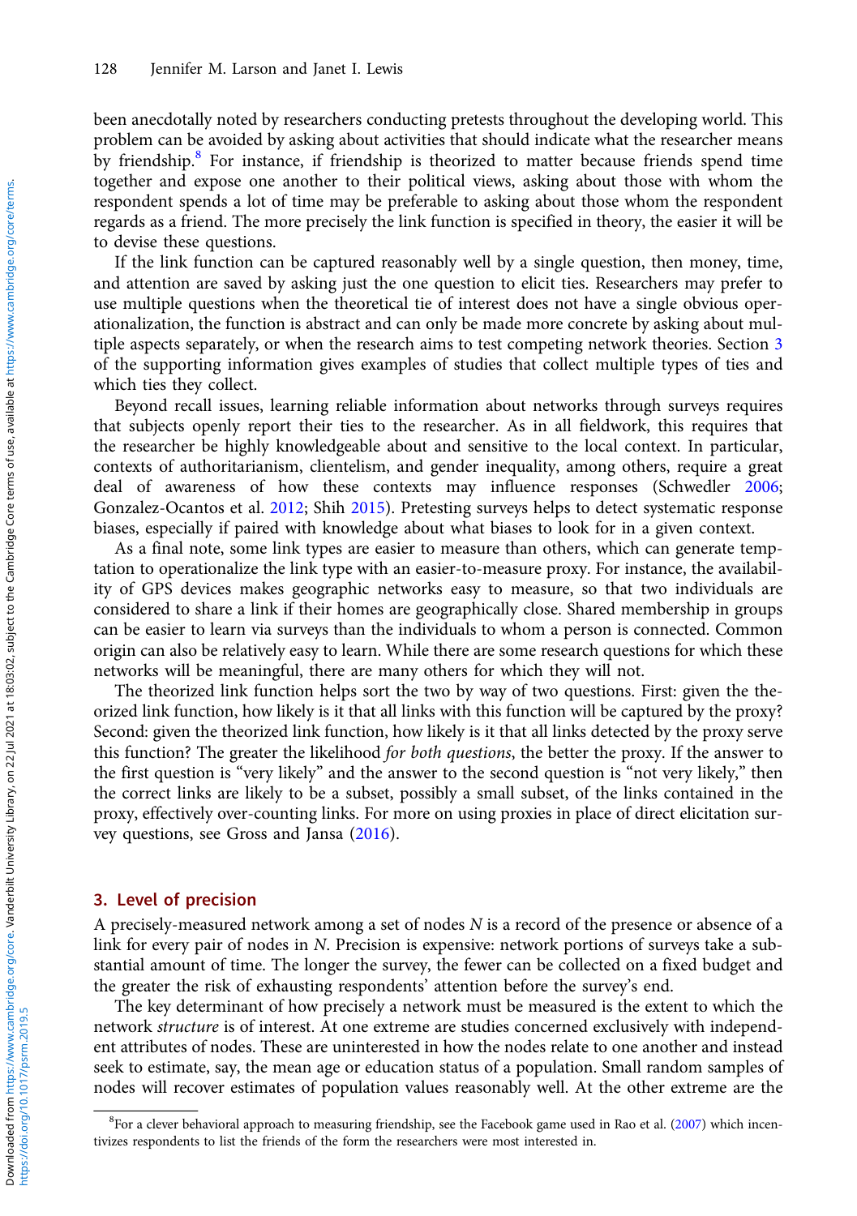been anecdotally noted by researchers conducting pretests throughout the developing world. This problem can be avoided by asking about activities that should indicate what the researcher means by friendship.[8] For instance, if friendship is theorized to matter because friends spend time together and expose one another to their political views, asking about those with whom the respondent spends a lot of time may be preferable to asking about those whom the respondent regards as a friend. The more precisely the link function is specified in theory, the easier it will be to devise these questions.

If the link function can be captured reasonably well by a single question, then money, time, and attention are saved by asking just the one question to elicit ties. Researchers may prefer to use multiple questions when the theoretical tie of interest does not have a single obvious operationalization, the function is abstract and can only be made more concrete by asking about multiple aspects separately, or when the research aims to test competing network theories. Section 3 of the supporting information gives examples of studies that collect multiple types of ties and which ties they collect.

Beyond recall issues, learning reliable information about networks through surveys requires that subjects openly report their ties to the researcher. As in all fieldwork, this requires that the researcher be highly knowledgeable about and sensitive to the local context. In particular, contexts of authoritarianism, clientelism, and gender inequality, among others, require a great deal of awareness of how these contexts may influence responses (Schwedler 2006; Gonzalez-Ocantos et al. 2012; Shih 2015). Pretesting surveys helps to detect systematic response biases, especially if paired with knowledge about what biases to look for in a given context.

As a final note, some link types are easier to measure than others, which can generate temptation to operationalize the link type with an easier-to-measure proxy. For instance, the availability of GPS devices makes geographic networks easy to measure, so that two individuals are considered to share a link if their homes are geographically close. Shared membership in groups can be easier to learn via surveys than the individuals to whom a person is connected. Common origin can also be relatively easy to learn. While there are some research questions for which these networks will be meaningful, there are many others for which they will not.

The theorized link function helps sort the two by way of two questions. First: given the theorized link function, how likely is it that all links with this function will be captured by the proxy? Second: given the theorized link function, how likely is it that all links detected by the proxy serve this function? The greater the likelihood *for both questions*, the better the proxy. If the answer to the first question is "very likely" and the answer to the second question is "not very likely," then the correct links are likely to be a subset, possibly a small subset, of the links contained in the proxy, effectively over-counting links. For more on using proxies in place of direct elicitation survey questions, see Gross and Jansa (2016).

## 3. Level of precision

A precisely-measured network among a set of nodes $N$ is a record of the presence or absence of a link for every pair of nodes in $N$. Precision is expensive: network portions of surveys take a substantial amount of time. The longer the survey, the fewer can be collected on a fixed budget and the greater the risk of exhausting respondents' attention before the survey's end.

The key determinant of how precisely a network must be measured is the extent to which the network *structure* is of interest. At one extreme are studies concerned exclusively with independent attributes of nodes. These are uninterested in how the nodes relate to one another and instead seek to estimate, say, the mean age or education status of a population. Small random samples of nodes will recover estimates of population values reasonably well. At the other extreme are the

[8]For a clever behavioral approach to measuring friendship, see the Facebook game used in Rao et al. (2007) which incentivizes respondents to list the friends of the form the researchers were most interested in.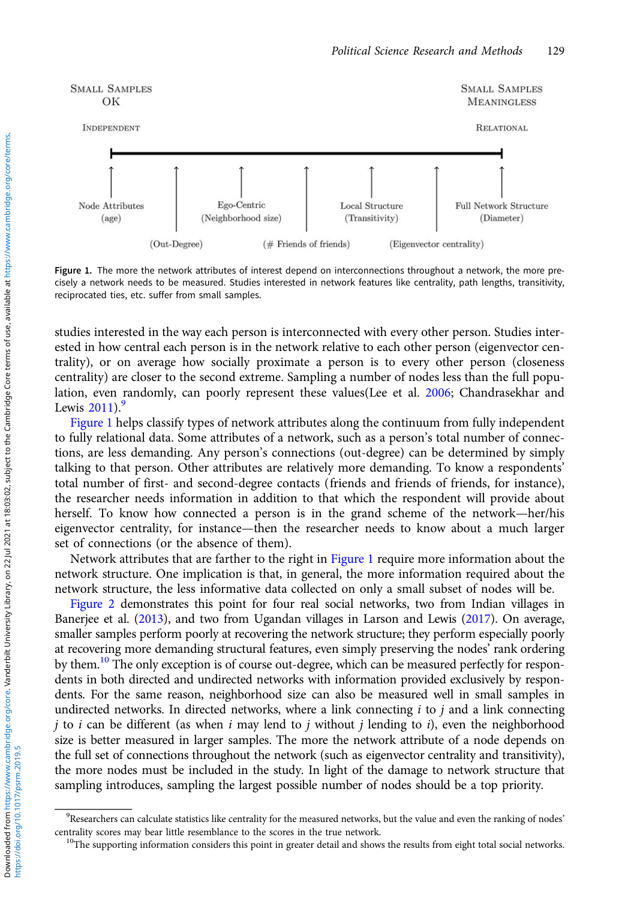Small Samples OK

Independent

Small Samples Meaningless

Relational

Node Attributes (age) — (Out-Degree) — Ego-Centric (Neighborhood size) — (# Friends of friends) — Local Structure (Transitivity) — (Eigenvector centrality) — Full Network Structure (Diameter)

**Figure 1.** The more the network attributes of interest depend on interconnections throughout a network, the more precisely a network needs to be measured. Studies interested in network features like centrality, path lengths, transitivity, reciprocated ties, etc. suffer from small samples.

studies interested in the way each person is interconnected with every other person. Studies interested in how central each person is in the network relative to each other person (eigenvector centrality), or on average how socially proximate a person is to every other person (closeness centrality) are closer to the second extreme. Sampling a number of nodes less than the full population, even randomly, can poorly represent these values(Lee et al. 2006; Chandrasekhar and Lewis 2011).[9]

Figure 1 helps classify types of network attributes along the continuum from fully independent to fully relational data. Some attributes of a network, such as a person's total number of connections, are less demanding. Any person's connections (out-degree) can be determined by simply talking to that person. Other attributes are relatively more demanding. To know a respondents' total number of first- and second-degree contacts (friends and friends of friends, for instance), the researcher needs information in addition to that which the respondent will provide about herself. To know how connected a person is in the grand scheme of the network—her/his eigenvector centrality, for instance—then the researcher needs to know about a much larger set of connections (or the absence of them).

Network attributes that are farther to the right in Figure 1 require more information about the network structure. One implication is that, in general, the more information required about the network structure, the less informative data collected on only a small subset of nodes will be.

Figure 2 demonstrates this point for four real social networks, two from Indian villages in Banerjee et al. (2013), and two from Ugandan villages in Larson and Lewis (2017). On average, smaller samples perform poorly at recovering the network structure; they perform especially poorly at recovering more demanding structural features, even simply preserving the nodes' rank ordering by them.[10] The only exception is of course out-degree, which can be measured perfectly for respondents in both directed and undirected networks with information provided exclusively by respondents. For the same reason, neighborhood size can also be measured well in small samples in undirected networks. In directed networks, where a link connecting $i$ to $j$ and a link connecting $j$ to $i$ can be different (as when $i$ may lend to $j$ without $j$ lending to $i$), even the neighborhood size is better measured in larger samples. The more the network attribute of a node depends on the full set of connections throughout the network (such as eigenvector centrality and transitivity), the more nodes must be included in the study. In light of the damage to network structure that sampling introduces, sampling the largest possible number of nodes should be a top priority.

[9] Researchers can calculate statistics like centrality for the measured networks, but the value and even the ranking of nodes' centrality scores may bear little resemblance to the scores in the true network.

[10] The supporting information considers this point in greater detail and shows the results from eight total social networks.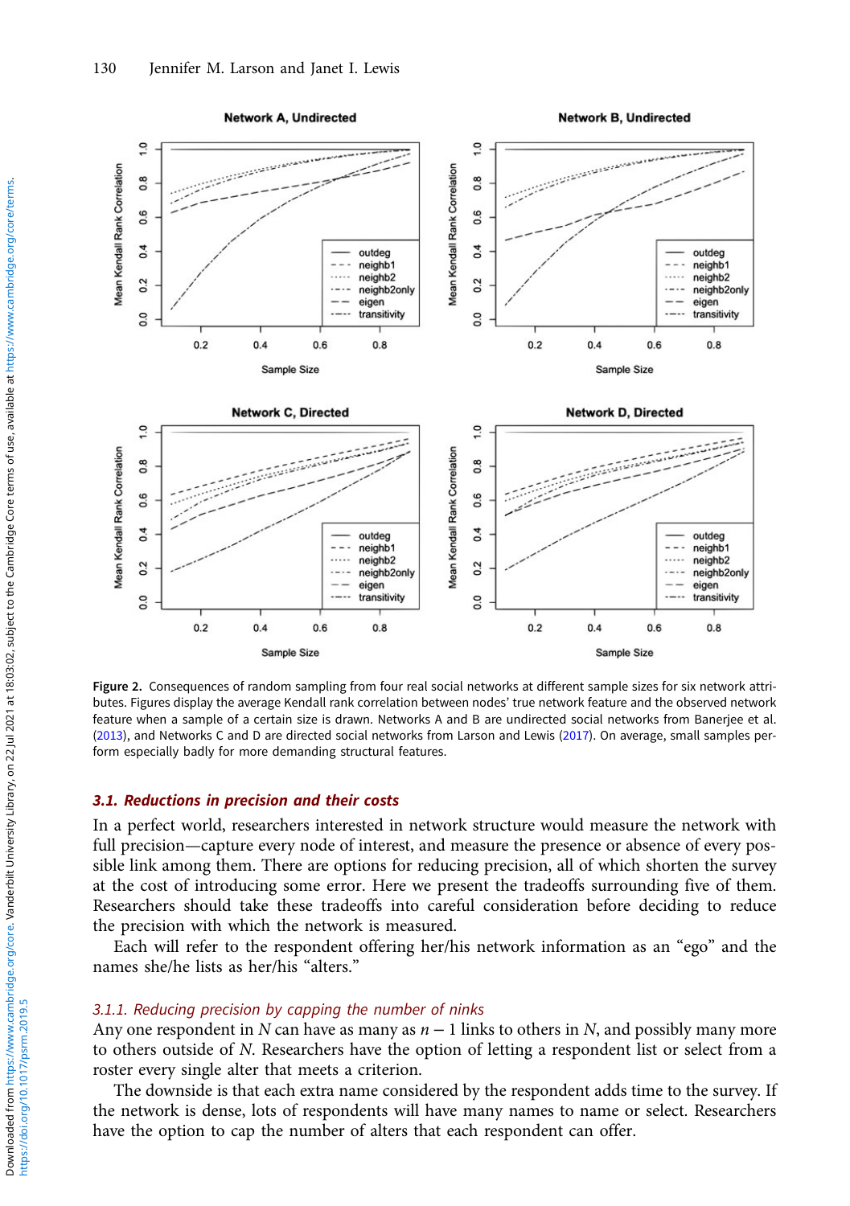Figure 2. Consequences of random sampling from four real social networks at different sample sizes for six network attributes. Figures display the average Kendall rank correlation between nodes' true network feature and the observed network feature when a sample of a certain size is drawn. Networks A and B are undirected social networks from Banerjee et al. (2013), and Networks C and D are directed social networks from Larson and Lewis (2017). On average, small samples perform especially badly for more demanding structural features.

### 3.1. Reductions in precision and their costs

In a perfect world, researchers interested in network structure would measure the network with full precision—capture every node of interest, and measure the presence or absence of every possible link among them. There are options for reducing precision, all of which shorten the survey at the cost of introducing some error. Here we present the tradeoffs surrounding five of them. Researchers should take these tradeoffs into careful consideration before deciding to reduce the precision with which the network is measured.

Each will refer to the respondent offering her/his network information as an "ego" and the names she/he lists as her/his "alters."

#### 3.1.1. Reducing precision by capping the number of ninks

Any one respondent in $N$ can have as many as $n - 1$ links to others in $N$, and possibly many more to others outside of $N$. Researchers have the option of letting a respondent list or select from a roster every single alter that meets a criterion.

The downside is that each extra name considered by the respondent adds time to the survey. If the network is dense, lots of respondents will have many names to name or select. Researchers have the option to cap the number of alters that each respondent can offer.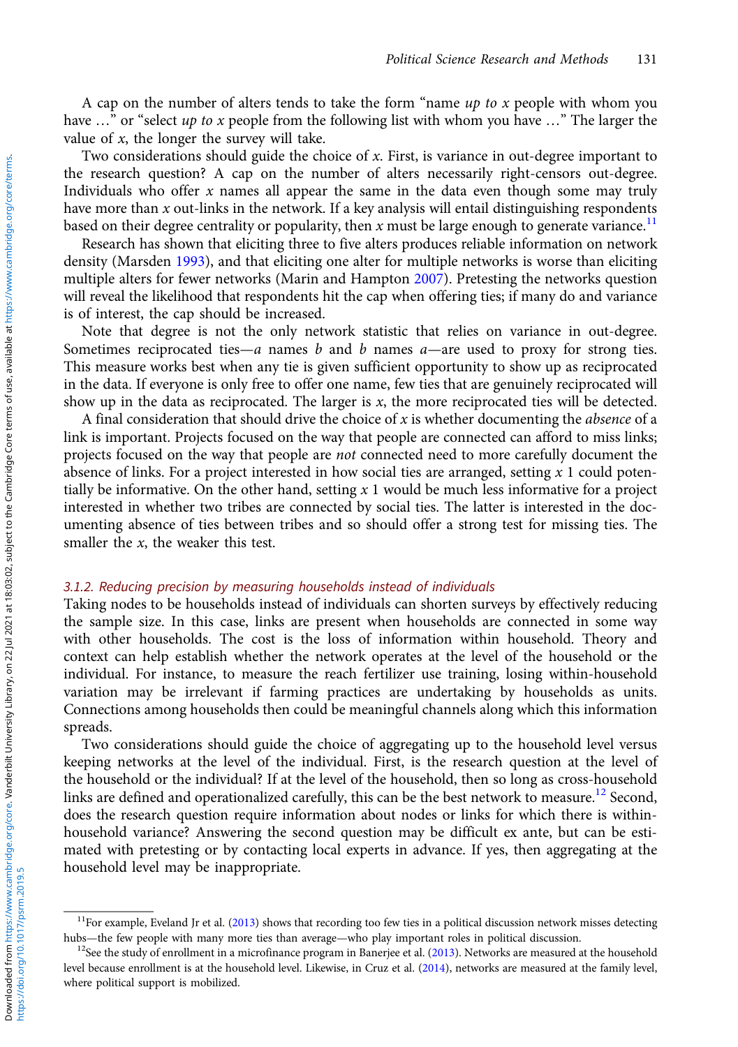A cap on the number of alters tends to take the form "name *up to x* people with whom you have …" or "select *up to x* people from the following list with whom you have …" The larger the value of $x$, the longer the survey will take.

Two considerations should guide the choice of $x$. First, is variance in out-degree important to the research question? A cap on the number of alters necessarily right-censors out-degree. Individuals who offer $x$ names all appear the same in the data even though some may truly have more than $x$ out-links in the network. If a key analysis will entail distinguishing respondents based on their degree centrality or popularity, then $x$ must be large enough to generate variance.[11]

Research has shown that eliciting three to five alters produces reliable information on network density (Marsden 1993), and that eliciting one alter for multiple networks is worse than eliciting multiple alters for fewer networks (Marin and Hampton 2007). Pretesting the networks question will reveal the likelihood that respondents hit the cap when offering ties; if many do and variance is of interest, the cap should be increased.

Note that degree is not the only network statistic that relies on variance in out-degree. Sometimes reciprocated ties—*a* names *b* and *b* names *a*—are used to proxy for strong ties. This measure works best when any tie is given sufficient opportunity to show up as reciprocated in the data. If everyone is only free to offer one name, few ties that are genuinely reciprocated will show up in the data as reciprocated. The larger is $x$, the more reciprocated ties will be detected.

A final consideration that should drive the choice of $x$ is whether documenting the *absence* of a link is important. Projects focused on the way that people are connected can afford to miss links; projects focused on the way that people are *not* connected need to more carefully document the absence of links. For a project interested in how social ties are arranged, setting $x$ 1 could potentially be informative. On the other hand, setting $x$ 1 would be much less informative for a project interested in whether two tribes are connected by social ties. The latter is interested in the documenting absence of ties between tribes and so should offer a strong test for missing ties. The smaller the $x$, the weaker this test.

### 3.1.2. Reducing precision by measuring households instead of individuals

Taking nodes to be households instead of individuals can shorten surveys by effectively reducing the sample size. In this case, links are present when households are connected in some way with other households. The cost is the loss of information within household. Theory and context can help establish whether the network operates at the level of the household or the individual. For instance, to measure the reach fertilizer use training, losing within-household variation may be irrelevant if farming practices are undertaking by households as units. Connections among households then could be meaningful channels along which this information spreads.

Two considerations should guide the choice of aggregating up to the household level versus keeping networks at the level of the individual. First, is the research question at the level of the household or the individual? If at the level of the household, then so long as cross-household links are defined and operationalized carefully, this can be the best network to measure.[12] Second, does the research question require information about nodes or links for which there is within-household variance? Answering the second question may be difficult ex ante, but can be estimated with pretesting or by contacting local experts in advance. If yes, then aggregating at the household level may be inappropriate.

---

[11] For example, Eveland Jr et al. (2013) shows that recording too few ties in a political discussion network misses detecting hubs—the few people with many more ties than average—who play important roles in political discussion.

[12] See the study of enrollment in a microfinance program in Banerjee et al. (2013). Networks are measured at the household level because enrollment is at the household level. Likewise, in Cruz et al. (2014), networks are measured at the family level, where political support is mobilized.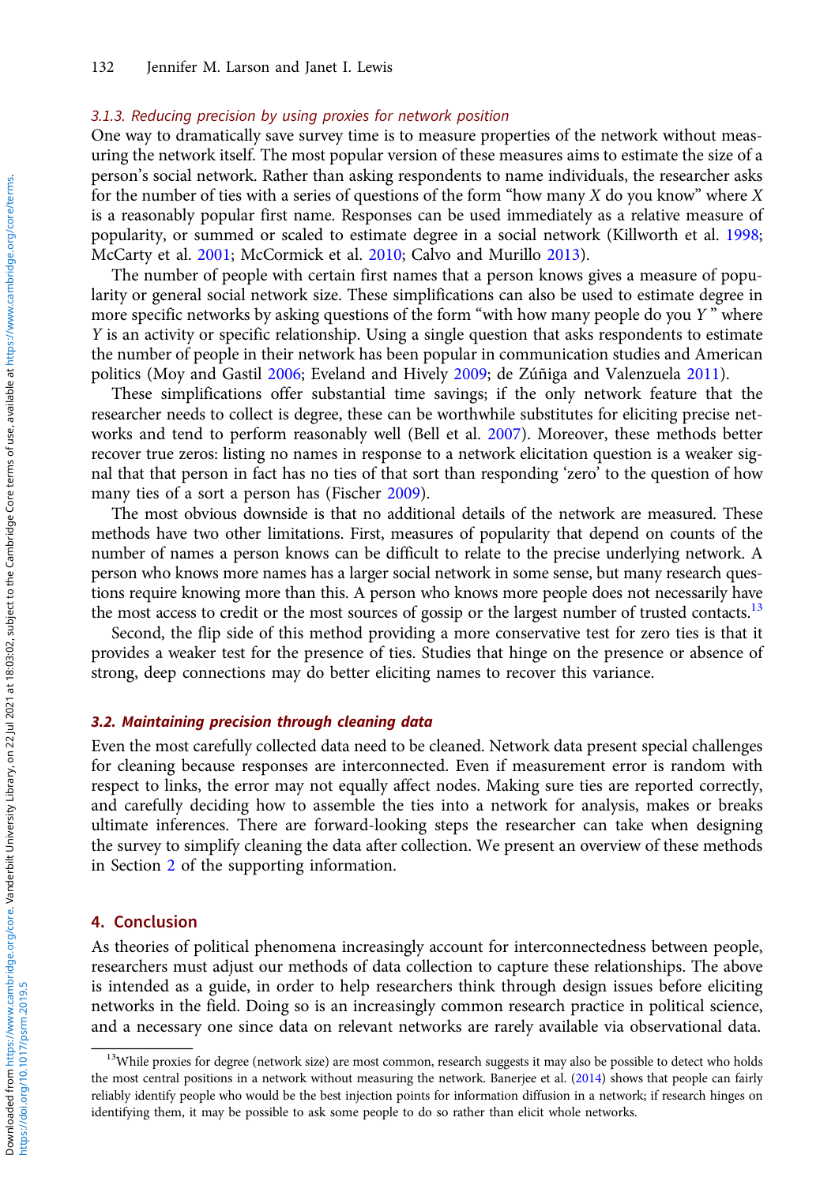#### 3.1.3. Reducing precision by using proxies for network position

One way to dramatically save survey time is to measure properties of the network without measuring the network itself. The most popular version of these measures aims to estimate the size of a person's social network. Rather than asking respondents to name individuals, the researcher asks for the number of ties with a series of questions of the form "how many *X* do you know" where *X* is a reasonably popular first name. Responses can be used immediately as a relative measure of popularity, or summed or scaled to estimate degree in a social network (Killworth et al. 1998; McCarty et al. 2001; McCormick et al. 2010; Calvo and Murillo 2013).

The number of people with certain first names that a person knows gives a measure of popularity or general social network size. These simplifications can also be used to estimate degree in more specific networks by asking questions of the form "with how many people do you *Y*" where *Y* is an activity or specific relationship. Using a single question that asks respondents to estimate the number of people in their network has been popular in communication studies and American politics (Moy and Gastil 2006; Eveland and Hively 2009; de Zúñiga and Valenzuela 2011).

These simplifications offer substantial time savings; if the only network feature that the researcher needs to collect is degree, these can be worthwhile substitutes for eliciting precise networks and tend to perform reasonably well (Bell et al. 2007). Moreover, these methods better recover true zeros: listing no names in response to a network elicitation question is a weaker signal that that person in fact has no ties of that sort than responding 'zero' to the question of how many ties of a sort a person has (Fischer 2009).

The most obvious downside is that no additional details of the network are measured. These methods have two other limitations. First, measures of popularity that depend on counts of the number of names a person knows can be difficult to relate to the precise underlying network. A person who knows more names has a larger social network in some sense, but many research questions require knowing more than this. A person who knows more people does not necessarily have the most access to credit or the most sources of gossip or the largest number of trusted contacts.[13]

Second, the flip side of this method providing a more conservative test for zero ties is that it provides a weaker test for the presence of ties. Studies that hinge on the presence or absence of strong, deep connections may do better eliciting names to recover this variance.

### 3.2. Maintaining precision through cleaning data

Even the most carefully collected data need to be cleaned. Network data present special challenges for cleaning because responses are interconnected. Even if measurement error is random with respect to links, the error may not equally affect nodes. Making sure ties are reported correctly, and carefully deciding how to assemble the ties into a network for analysis, makes or breaks ultimate inferences. There are forward-looking steps the researcher can take when designing the survey to simplify cleaning the data after collection. We present an overview of these methods in Section 2 of the supporting information.

## 4. Conclusion

As theories of political phenomena increasingly account for interconnectedness between people, researchers must adjust our methods of data collection to capture these relationships. The above is intended as a guide, in order to help researchers think through design issues before eliciting networks in the field. Doing so is an increasingly common research practice in political science, and a necessary one since data on relevant networks are rarely available via observational data.

---

[13] While proxies for degree (network size) are most common, research suggests it may also be possible to detect who holds the most central positions in a network without measuring the network. Banerjee et al. (2014) shows that people can fairly reliably identify people who would be the best injection points for information diffusion in a network; if research hinges on identifying them, it may be possible to ask some people to do so rather than elicit whole networks.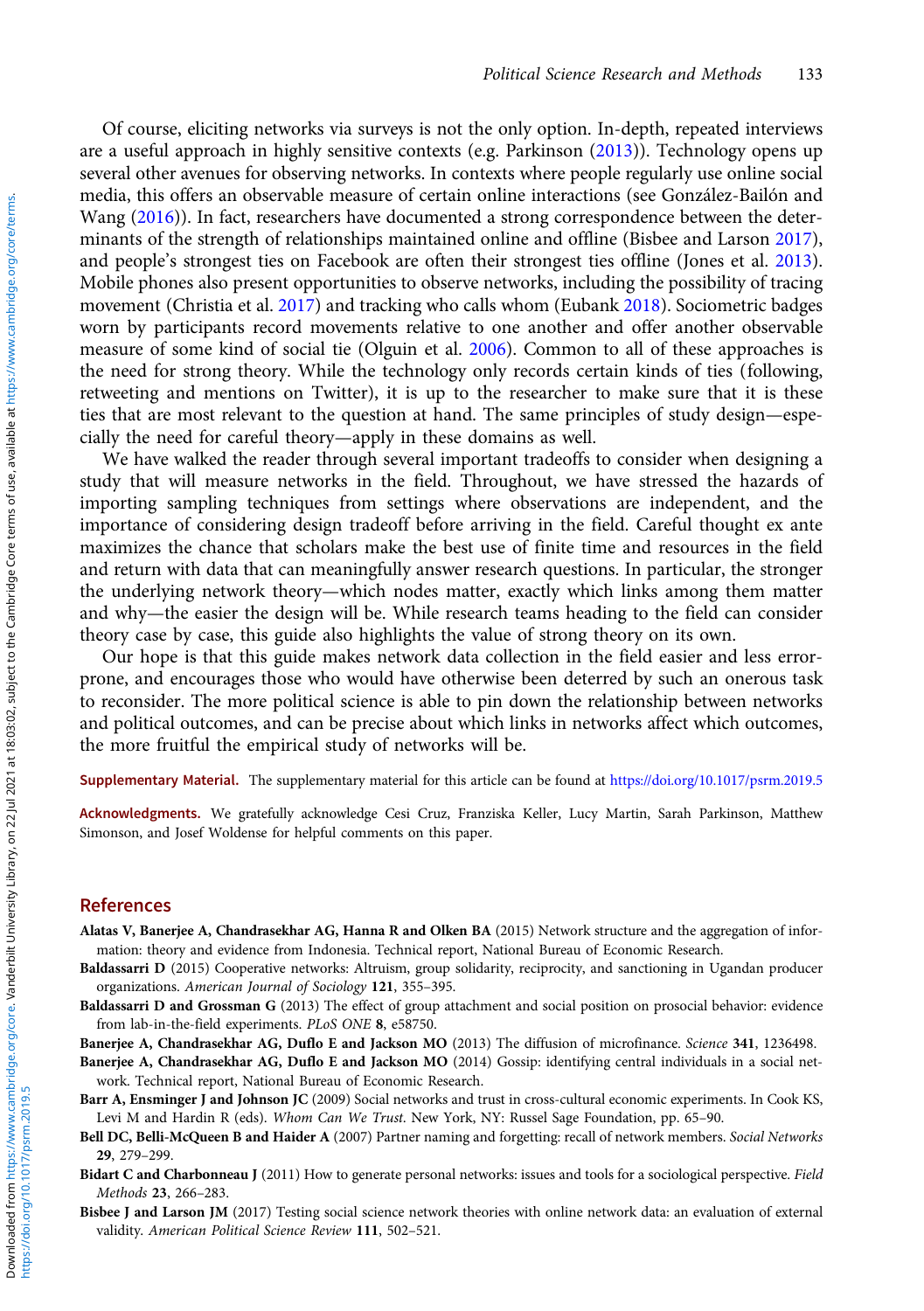Of course, eliciting networks via surveys is not the only option. In-depth, repeated interviews are a useful approach in highly sensitive contexts (e.g. Parkinson (2013)). Technology opens up several other avenues for observing networks. In contexts where people regularly use online social media, this offers an observable measure of certain online interactions (see González-Bailón and Wang (2016)). In fact, researchers have documented a strong correspondence between the determinants of the strength of relationships maintained online and offline (Bisbee and Larson 2017), and people's strongest ties on Facebook are often their strongest ties offline (Jones et al. 2013). Mobile phones also present opportunities to observe networks, including the possibility of tracing movement (Christia et al. 2017) and tracking who calls whom (Eubank 2018). Sociometric badges worn by participants record movements relative to one another and offer another observable measure of some kind of social tie (Olguin et al. 2006). Common to all of these approaches is the need for strong theory. While the technology only records certain kinds of ties (following, retweeting and mentions on Twitter), it is up to the researcher to make sure that it is these ties that are most relevant to the question at hand. The same principles of study design—especially the need for careful theory—apply in these domains as well.

We have walked the reader through several important tradeoffs to consider when designing a study that will measure networks in the field. Throughout, we have stressed the hazards of importing sampling techniques from settings where observations are independent, and the importance of considering design tradeoff before arriving in the field. Careful thought ex ante maximizes the chance that scholars make the best use of finite time and resources in the field and return with data that can meaningfully answer research questions. In particular, the stronger the underlying network theory—which nodes matter, exactly which links among them matter and why—the easier the design will be. While research teams heading to the field can consider theory case by case, this guide also highlights the value of strong theory on its own.

Our hope is that this guide makes network data collection in the field easier and less error-prone, and encourages those who would have otherwise been deterred by such an onerous task to reconsider. The more political science is able to pin down the relationship between networks and political outcomes, and can be precise about which links in networks affect which outcomes, the more fruitful the empirical study of networks will be.

**Supplementary Material.** The supplementary material for this article can be found at https://doi.org/10.1017/psrm.2019.5

**Acknowledgments.** We gratefully acknowledge Cesi Cruz, Franziska Keller, Lucy Martin, Sarah Parkinson, Matthew Simonson, and Josef Woldense for helpful comments on this paper.

## References

**Alatas V, Banerjee A, Chandrasekhar AG, Hanna R and Olken BA** (2015) Network structure and the aggregation of information: theory and evidence from Indonesia. Technical report, National Bureau of Economic Research.

**Baldassarri D** (2015) Cooperative networks: Altruism, group solidarity, reciprocity, and sanctioning in Ugandan producer organizations. *American Journal of Sociology* **121**, 355–395.

**Baldassarri D and Grossman G** (2013) The effect of group attachment and social position on prosocial behavior: evidence from lab-in-the-field experiments. *PLoS ONE* **8**, e58750.

**Banerjee A, Chandrasekhar AG, Duflo E and Jackson MO** (2013) The diffusion of microfinance. *Science* **341**, 1236498.

**Banerjee A, Chandrasekhar AG, Duflo E and Jackson MO** (2014) Gossip: identifying central individuals in a social network. Technical report, National Bureau of Economic Research.

**Barr A, Ensminger J and Johnson JC** (2009) Social networks and trust in cross-cultural economic experiments. In Cook KS, Levi M and Hardin R (eds). *Whom Can We Trust*. New York, NY: Russel Sage Foundation, pp. 65–90.

**Bell DC, Belli-McQueen B and Haider A** (2007) Partner naming and forgetting: recall of network members. *Social Networks* **29**, 279–299.

**Bidart C and Charbonneau J** (2011) How to generate personal networks: issues and tools for a sociological perspective. *Field Methods* **23**, 266–283.

**Bisbee J and Larson JM** (2017) Testing social science network theories with online network data: an evaluation of external validity. *American Political Science Review* **111**, 502–521.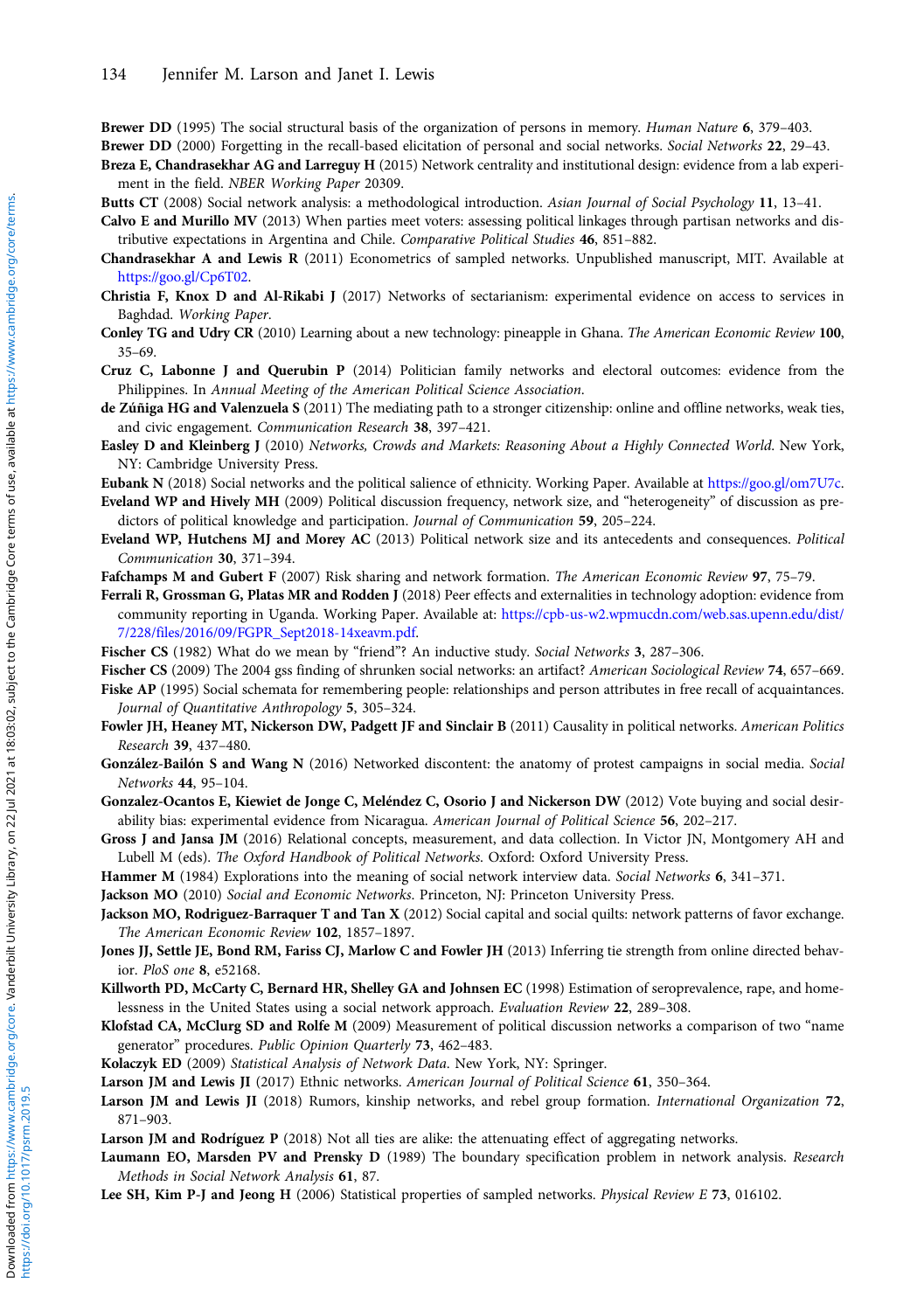**Brewer DD** (1995) The social structural basis of the organization of persons in memory. *Human Nature* **6**, 379–403.

**Brewer DD** (2000) Forgetting in the recall-based elicitation of personal and social networks. *Social Networks* **22**, 29–43.

**Breza E, Chandrasekhar AG and Larreguy H** (2015) Network centrality and institutional design: evidence from a lab experiment in the field. *NBER Working Paper* 20309.

**Butts CT** (2008) Social network analysis: a methodological introduction. *Asian Journal of Social Psychology* **11**, 13–41.

**Calvo E and Murillo MV** (2013) When parties meet voters: assessing political linkages through partisan networks and distributive expectations in Argentina and Chile. *Comparative Political Studies* **46**, 851–882.

**Chandrasekhar A and Lewis R** (2011) Econometrics of sampled networks. Unpublished manuscript, MIT. Available at https://goo.gl/Cp6T02.

**Christia F, Knox D and Al-Rikabi J** (2017) Networks of sectarianism: experimental evidence on access to services in Baghdad. *Working Paper*.

**Conley TG and Udry CR** (2010) Learning about a new technology: pineapple in Ghana. *The American Economic Review* **100**, 35–69.

**Cruz C, Labonne J and Querubin P** (2014) Politician family networks and electoral outcomes: evidence from the Philippines. In *Annual Meeting of the American Political Science Association*.

**de Zúñiga HG and Valenzuela S** (2011) The mediating path to a stronger citizenship: online and offline networks, weak ties, and civic engagement. *Communication Research* **38**, 397–421.

**Easley D and Kleinberg J** (2010) *Networks, Crowds and Markets: Reasoning About a Highly Connected World*. New York, NY: Cambridge University Press.

**Eubank N** (2018) Social networks and the political salience of ethnicity. Working Paper. Available at https://goo.gl/om7U7c.

**Eveland WP and Hively MH** (2009) Political discussion frequency, network size, and "heterogeneity" of discussion as predictors of political knowledge and participation. *Journal of Communication* **59**, 205–224.

**Eveland WP, Hutchens MJ and Morey AC** (2013) Political network size and its antecedents and consequences. *Political Communication* **30**, 371–394.

**Fafchamps M and Gubert F** (2007) Risk sharing and network formation. *The American Economic Review* **97**, 75–79.

**Ferrali R, Grossman G, Platas MR and Rodden J** (2018) Peer effects and externalities in technology adoption: evidence from community reporting in Uganda. Working Paper. Available at: https://cpb-us-w2.wpmucdn.com/web.sas.upenn.edu/dist/7/228/files/2016/09/FGPR_Sept2018-14xeavm.pdf.

**Fischer CS** (1982) What do we mean by "friend"? An inductive study. *Social Networks* **3**, 287–306.

**Fischer CS** (2009) The 2004 gss finding of shrunken social networks: an artifact? *American Sociological Review* **74**, 657–669.

**Fiske AP** (1995) Social schemata for remembering people: relationships and person attributes in free recall of acquaintances. *Journal of Quantitative Anthropology* **5**, 305–324.

**Fowler JH, Heaney MT, Nickerson DW, Padgett JF and Sinclair B** (2011) Causality in political networks. *American Politics Research* **39**, 437–480.

**González-Bailón S and Wang N** (2016) Networked discontent: the anatomy of protest campaigns in social media. *Social Networks* **44**, 95–104.

**Gonzalez-Ocantos E, Kiewiet de Jonge C, Meléndez C, Osorio J and Nickerson DW** (2012) Vote buying and social desirability bias: experimental evidence from Nicaragua. *American Journal of Political Science* **56**, 202–217.

**Gross J and Jansa JM** (2016) Relational concepts, measurement, and data collection. In Victor JN, Montgomery AH and Lubell M (eds). *The Oxford Handbook of Political Networks*. Oxford: Oxford University Press.

**Hammer M** (1984) Explorations into the meaning of social network interview data. *Social Networks* **6**, 341–371.

**Jackson MO** (2010) *Social and Economic Networks*. Princeton, NJ: Princeton University Press.

**Jackson MO, Rodriguez-Barraquer T and Tan X** (2012) Social capital and social quilts: network patterns of favor exchange. *The American Economic Review* **102**, 1857–1897.

**Jones JJ, Settle JE, Bond RM, Fariss CJ, Marlow C and Fowler JH** (2013) Inferring tie strength from online directed behavior. *PloS one* **8**, e52168.

**Killworth PD, McCarty C, Bernard HR, Shelley GA and Johnsen EC** (1998) Estimation of seroprevalence, rape, and homelessness in the United States using a social network approach. *Evaluation Review* **22**, 289–308.

**Klofstad CA, McClurg SD and Rolfe M** (2009) Measurement of political discussion networks a comparison of two "name generator" procedures. *Public Opinion Quarterly* **73**, 462–483.

**Kolaczyk ED** (2009) *Statistical Analysis of Network Data*. New York, NY: Springer.

**Larson JM and Lewis JI** (2017) Ethnic networks. *American Journal of Political Science* **61**, 350–364.

**Larson JM and Lewis JI** (2018) Rumors, kinship networks, and rebel group formation. *International Organization* **72**, 871–903.

**Larson JM and Rodríguez P** (2018) Not all ties are alike: the attenuating effect of aggregating networks.

**Laumann EO, Marsden PV and Prensky D** (1989) The boundary specification problem in network analysis. *Research Methods in Social Network Analysis* **61**, 87.

**Lee SH, Kim P-J and Jeong H** (2006) Statistical properties of sampled networks. *Physical Review E* **73**, 016102.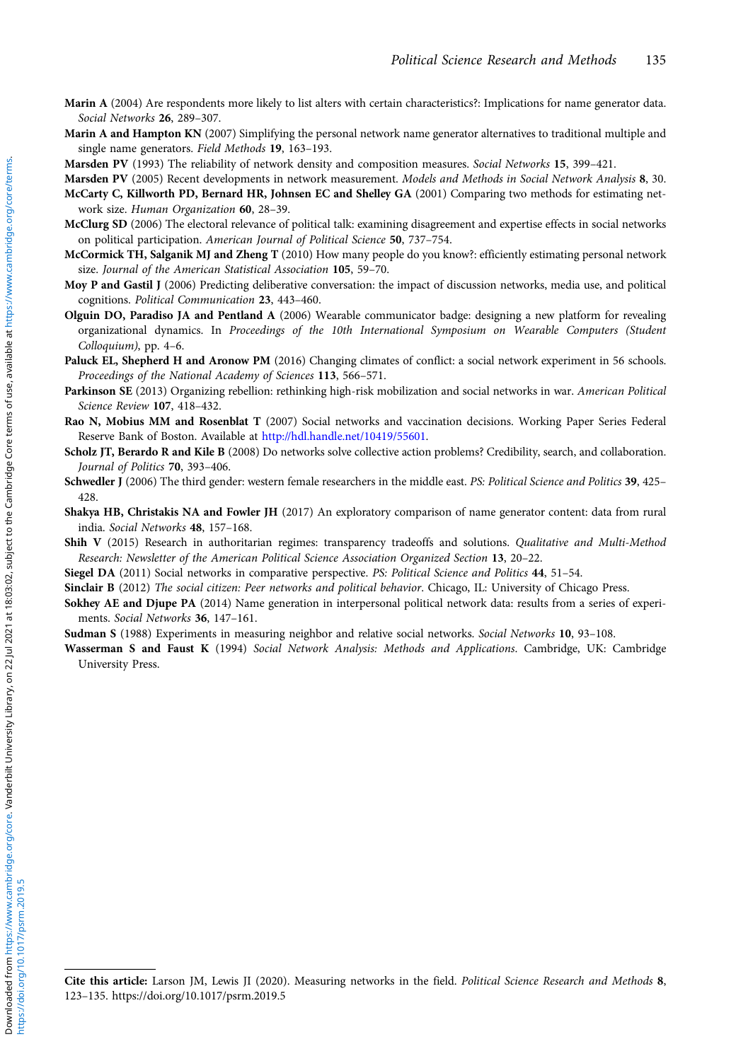**Marin A** (2004) Are respondents more likely to list alters with certain characteristics?: Implications for name generator data. *Social Networks* **26**, 289–307.

**Marin A and Hampton KN** (2007) Simplifying the personal network name generator alternatives to traditional multiple and single name generators. *Field Methods* **19**, 163–193.

**Marsden PV** (1993) The reliability of network density and composition measures. *Social Networks* **15**, 399–421.

**Marsden PV** (2005) Recent developments in network measurement. *Models and Methods in Social Network Analysis* **8**, 30.

**McCarty C, Killworth PD, Bernard HR, Johnsen EC and Shelley GA** (2001) Comparing two methods for estimating network size. *Human Organization* **60**, 28–39.

**McClurg SD** (2006) The electoral relevance of political talk: examining disagreement and expertise effects in social networks on political participation. *American Journal of Political Science* **50**, 737–754.

**McCormick TH, Salganik MJ and Zheng T** (2010) How many people do you know?: efficiently estimating personal network size. *Journal of the American Statistical Association* **105**, 59–70.

**Moy P and Gastil J** (2006) Predicting deliberative conversation: the impact of discussion networks, media use, and political cognitions. *Political Communication* **23**, 443–460.

**Olguin DO, Paradiso JA and Pentland A** (2006) Wearable communicator badge: designing a new platform for revealing organizational dynamics. In *Proceedings of the 10th International Symposium on Wearable Computers (Student Colloquium)*, pp. 4–6.

**Paluck EL, Shepherd H and Aronow PM** (2016) Changing climates of conflict: a social network experiment in 56 schools. *Proceedings of the National Academy of Sciences* **113**, 566–571.

**Parkinson SE** (2013) Organizing rebellion: rethinking high-risk mobilization and social networks in war. *American Political Science Review* **107**, 418–432.

**Rao N, Mobius MM and Rosenblat T** (2007) Social networks and vaccination decisions. Working Paper Series Federal Reserve Bank of Boston. Available at http://hdl.handle.net/10419/55601.

**Scholz JT, Berardo R and Kile B** (2008) Do networks solve collective action problems? Credibility, search, and collaboration. *Journal of Politics* **70**, 393–406.

**Schwedler J** (2006) The third gender: western female researchers in the middle east. *PS: Political Science and Politics* **39**, 425–428.

**Shakya HB, Christakis NA and Fowler JH** (2017) An exploratory comparison of name generator content: data from rural india. *Social Networks* **48**, 157–168.

**Shih V** (2015) Research in authoritarian regimes: transparency tradeoffs and solutions. *Qualitative and Multi-Method Research: Newsletter of the American Political Science Association Organized Section* **13**, 20–22.

**Siegel DA** (2011) Social networks in comparative perspective. *PS: Political Science and Politics* **44**, 51–54.

**Sinclair B** (2012) *The social citizen: Peer networks and political behavior*. Chicago, IL: University of Chicago Press.

**Sokhey AE and Djupe PA** (2014) Name generation in interpersonal political network data: results from a series of experiments. *Social Networks* **36**, 147–161.

**Sudman S** (1988) Experiments in measuring neighbor and relative social networks. *Social Networks* **10**, 93–108.

**Wasserman S and Faust K** (1994) *Social Network Analysis: Methods and Applications*. Cambridge, UK: Cambridge University Press.

---

**Cite this article:** Larson JM, Lewis JI (2020). Measuring networks in the field. *Political Science Research and Methods* **8**, 123–135. https://doi.org/10.1017/psrm.2019.5